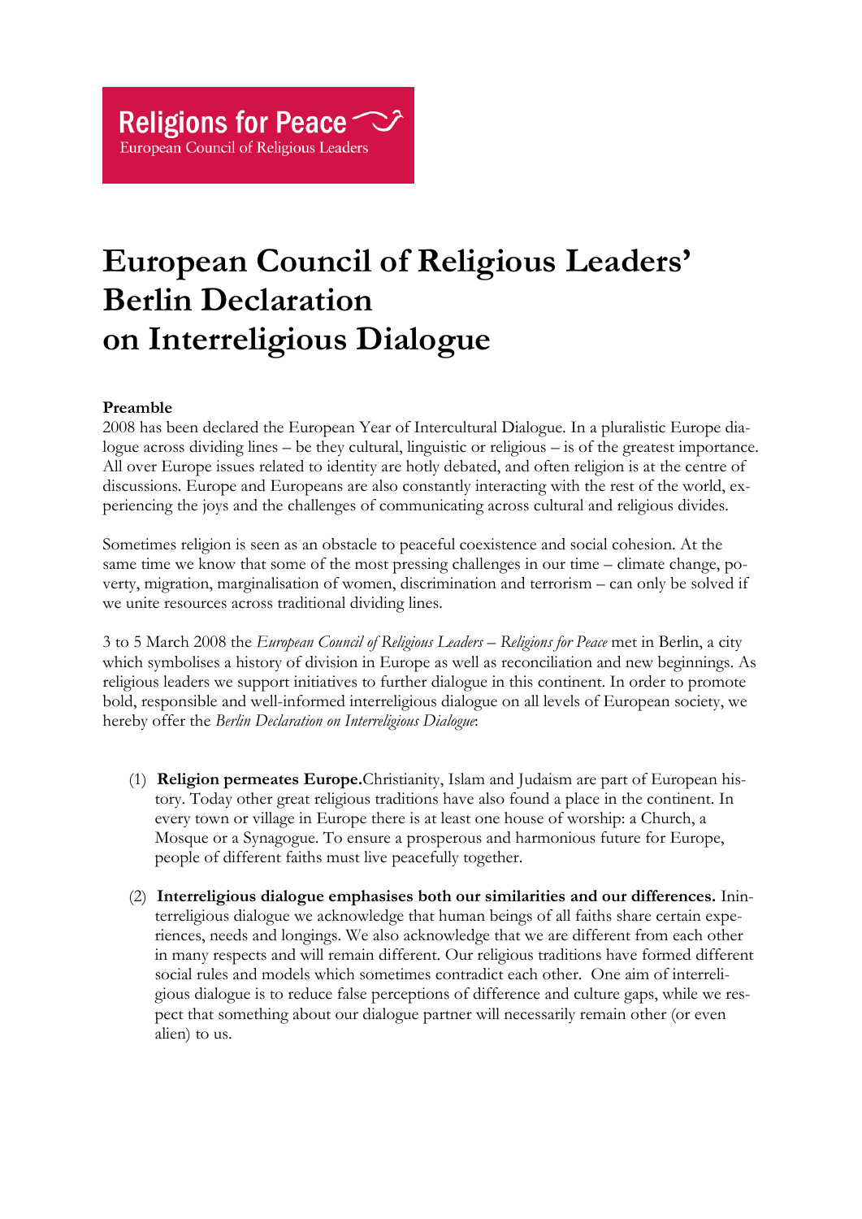**Religions for Peace**
European Council of Religious Leaders

# European Council of Religious Leaders' Berlin Declaration on Interreligious Dialogue

**Preamble**

2008 has been declared the European Year of Intercultural Dialogue. In a pluralistic Europe dialogue across dividing lines – be they cultural, linguistic or religious – is of the greatest importance. All over Europe issues related to identity are hotly debated, and often religion is at the centre of discussions. Europe and Europeans are also constantly interacting with the rest of the world, experiencing the joys and the challenges of communicating across cultural and religious divides.

Sometimes religion is seen as an obstacle to peaceful coexistence and social cohesion. At the same time we know that some of the most pressing challenges in our time – climate change, poverty, migration, marginalisation of women, discrimination and terrorism – can only be solved if we unite resources across traditional dividing lines.

3 to 5 March 2008 the *European Council of Religious Leaders – Religions for Peace* met in Berlin, a city which symbolises a history of division in Europe as well as reconciliation and new beginnings. As religious leaders we support initiatives to further dialogue in this continent. In order to promote bold, responsible and well-informed interreligious dialogue on all levels of European society, we hereby offer the *Berlin Declaration on Interreligious Dialogue*:

(1) **Religion permeates Europe.** Christianity, Islam and Judaism are part of European history. Today other great religious traditions have also found a place in the continent. In every town or village in Europe there is at least one house of worship: a Church, a Mosque or a Synagogue. To ensure a prosperous and harmonious future for Europe, people of different faiths must live peacefully together.

(2) **Interreligious dialogue emphasises both our similarities and our differences.** Ininterreligious dialogue we acknowledge that human beings of all faiths share certain experiences, needs and longings. We also acknowledge that we are different from each other in many respects and will remain different. Our religious traditions have formed different social rules and models which sometimes contradict each other. One aim of interreligious dialogue is to reduce false perceptions of difference and culture gaps, while we respect that something about our dialogue partner will necessarily remain other (or even alien) to us.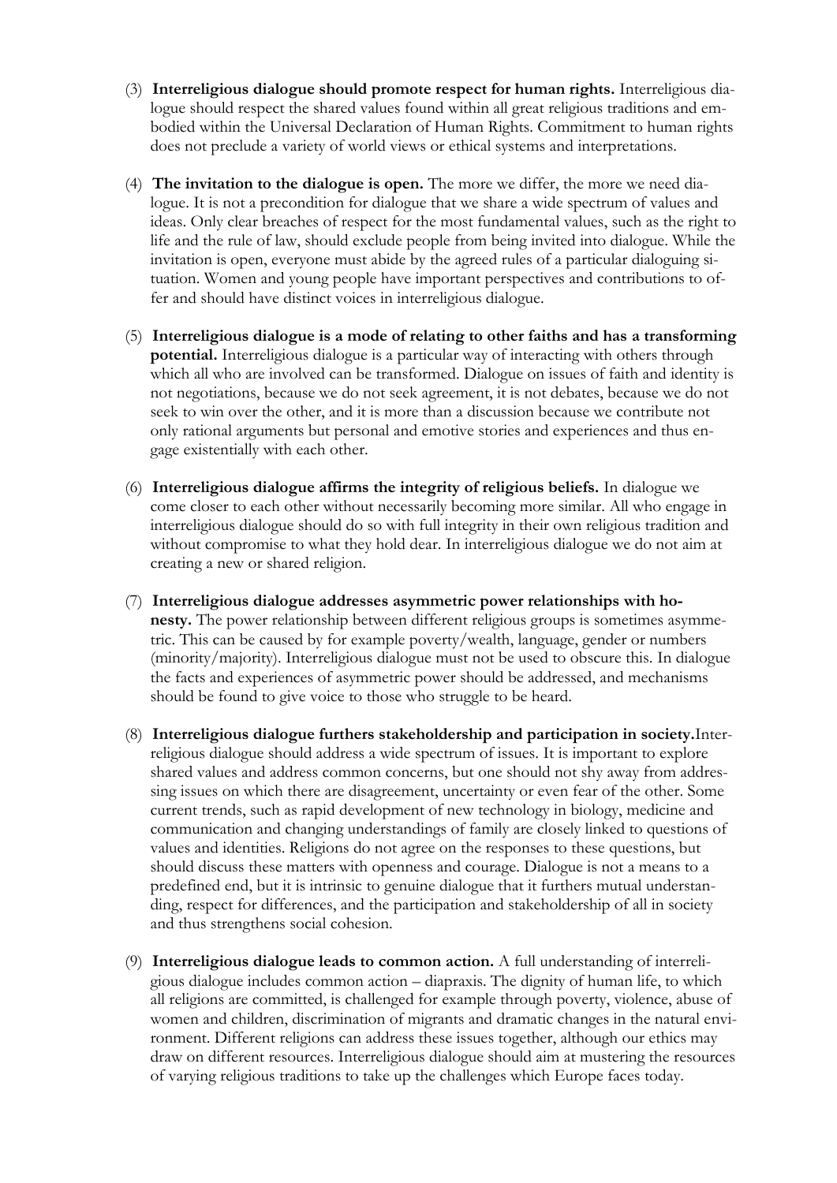(3) **Interreligious dialogue should promote respect for human rights.** Interreligious dialogue should respect the shared values found within all great religious traditions and embodied within the Universal Declaration of Human Rights. Commitment to human rights does not preclude a variety of world views or ethical systems and interpretations.

(4) **The invitation to the dialogue is open.** The more we differ, the more we need dialogue. It is not a precondition for dialogue that we share a wide spectrum of values and ideas. Only clear breaches of respect for the most fundamental values, such as the right to life and the rule of law, should exclude people from being invited into dialogue. While the invitation is open, everyone must abide by the agreed rules of a particular dialoguing situation. Women and young people have important perspectives and contributions to offer and should have distinct voices in interreligious dialogue.

(5) **Interreligious dialogue is a mode of relating to other faiths and has a transforming potential.** Interreligious dialogue is a particular way of interacting with others through which all who are involved can be transformed. Dialogue on issues of faith and identity is not negotiations, because we do not seek agreement, it is not debates, because we do not seek to win over the other, and it is more than a discussion because we contribute not only rational arguments but personal and emotive stories and experiences and thus engage existentially with each other.

(6) **Interreligious dialogue affirms the integrity of religious beliefs.** In dialogue we come closer to each other without necessarily becoming more similar. All who engage in interreligious dialogue should do so with full integrity in their own religious tradition and without compromise to what they hold dear. In interreligious dialogue we do not aim at creating a new or shared religion.

(7) **Interreligious dialogue addresses asymmetric power relationships with honesty.** The power relationship between different religious groups is sometimes asymmetric. This can be caused by for example poverty/wealth, language, gender or numbers (minority/majority). Interreligious dialogue must not be used to obscure this. In dialogue the facts and experiences of asymmetric power should be addressed, and mechanisms should be found to give voice to those who struggle to be heard.

(8) **Interreligious dialogue furthers stakeholdership and participation in society.** Interreligious dialogue should address a wide spectrum of issues. It is important to explore shared values and address common concerns, but one should not shy away from addressing issues on which there are disagreement, uncertainty or even fear of the other. Some current trends, such as rapid development of new technology in biology, medicine and communication and changing understandings of family are closely linked to questions of values and identities. Religions do not agree on the responses to these questions, but should discuss these matters with openness and courage. Dialogue is not a means to a predefined end, but it is intrinsic to genuine dialogue that it furthers mutual understanding, respect for differences, and the participation and stakeholdership of all in society and thus strengthens social cohesion.

(9) **Interreligious dialogue leads to common action.** A full understanding of interreligious dialogue includes common action – diapraxis. The dignity of human life, to which all religions are committed, is challenged for example through poverty, violence, abuse of women and children, discrimination of migrants and dramatic changes in the natural environment. Different religions can address these issues together, although our ethics may draw on different resources. Interreligious dialogue should aim at mustering the resources of varying religious traditions to take up the challenges which Europe faces today.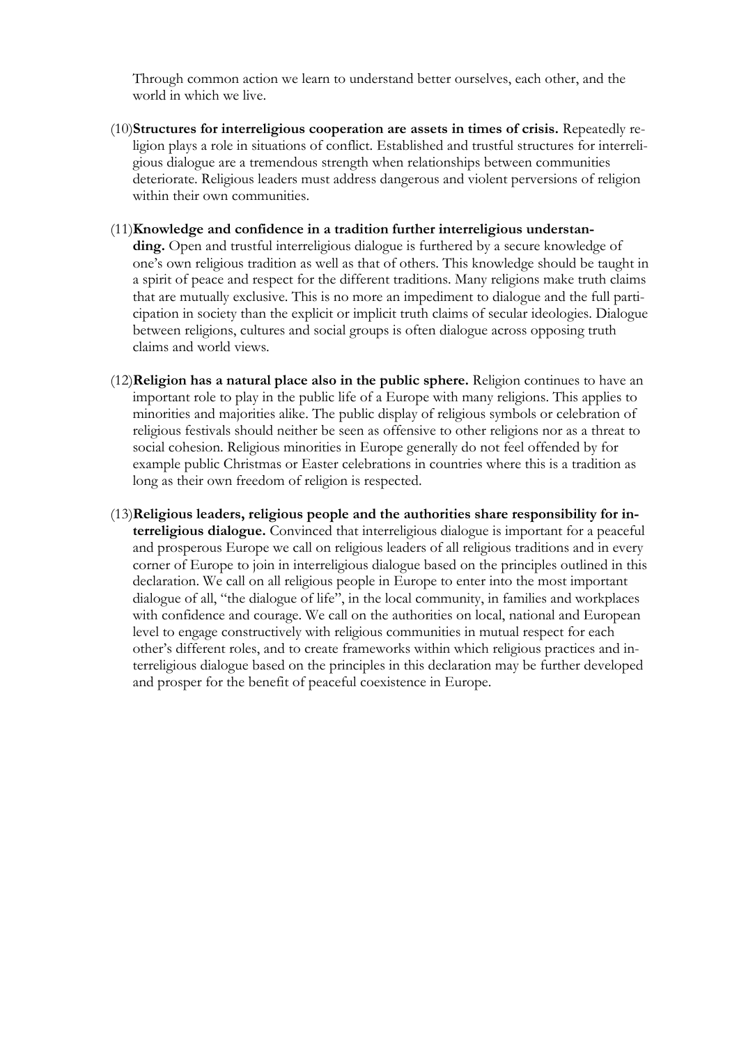Through common action we learn to understand better ourselves, each other, and the world in which we live.

(10) **Structures for interreligious cooperation are assets in times of crisis.** Repeatedly religion plays a role in situations of conflict. Established and trustful structures for interreligious dialogue are a tremendous strength when relationships between communities deteriorate. Religious leaders must address dangerous and violent perversions of religion within their own communities.

(11) **Knowledge and confidence in a tradition further interreligious understanding.** Open and trustful interreligious dialogue is furthered by a secure knowledge of one's own religious tradition as well as that of others. This knowledge should be taught in a spirit of peace and respect for the different traditions. Many religions make truth claims that are mutually exclusive. This is no more an impediment to dialogue and the full participation in society than the explicit or implicit truth claims of secular ideologies. Dialogue between religions, cultures and social groups is often dialogue across opposing truth claims and world views.

(12) **Religion has a natural place also in the public sphere.** Religion continues to have an important role to play in the public life of a Europe with many religions. This applies to minorities and majorities alike. The public display of religious symbols or celebration of religious festivals should neither be seen as offensive to other religions nor as a threat to social cohesion. Religious minorities in Europe generally do not feel offended by for example public Christmas or Easter celebrations in countries where this is a tradition as long as their own freedom of religion is respected.

(13) **Religious leaders, religious people and the authorities share responsibility for interreligious dialogue.** Convinced that interreligious dialogue is important for a peaceful and prosperous Europe we call on religious leaders of all religious traditions and in every corner of Europe to join in interreligious dialogue based on the principles outlined in this declaration. We call on all religious people in Europe to enter into the most important dialogue of all, "the dialogue of life", in the local community, in families and workplaces with confidence and courage. We call on the authorities on local, national and European level to engage constructively with religious communities in mutual respect for each other's different roles, and to create frameworks within which religious practices and interreligious dialogue based on the principles in this declaration may be further developed and prosper for the benefit of peaceful coexistence in Europe.